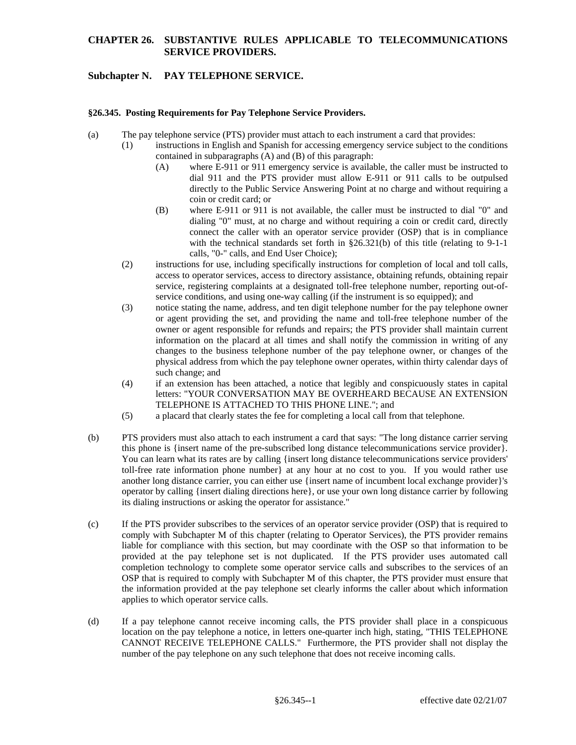# CHAPTER 26. SUBSTANTIVE RULES APPLICABLE TO TELECOMMUNICATIONS SERVICE PROVIDERS.

## Subchapter N. PAY TELEPHONE SERVICE.

### §26.345. Posting Requirements for Pay Telephone Service Providers.

(a) The pay telephone service (PTS) provider must attach to each instrument a card that provides:

   (1) instructions in English and Spanish for accessing emergency service subject to the conditions contained in subparagraphs (A) and (B) of this paragraph:

      (A) where E-911 or 911 emergency service is available, the caller must be instructed to dial 911 and the PTS provider must allow E-911 or 911 calls to be outpulsed directly to the Public Service Answering Point at no charge and without requiring a coin or credit card; or

      (B) where E-911 or 911 is not available, the caller must be instructed to dial "0" and dialing "0" must, at no charge and without requiring a coin or credit card, directly connect the caller with an operator service provider (OSP) that is in compliance with the technical standards set forth in §26.321(b) of this title (relating to 9-1-1 calls, "0-" calls, and End User Choice);

   (2) instructions for use, including specifically instructions for completion of local and toll calls, access to operator services, access to directory assistance, obtaining refunds, obtaining repair service, registering complaints at a designated toll-free telephone number, reporting out-of-service conditions, and using one-way calling (if the instrument is so equipped); and

   (3) notice stating the name, address, and ten digit telephone number for the pay telephone owner or agent providing the set, and providing the name and toll-free telephone number of the owner or agent responsible for refunds and repairs; the PTS provider shall maintain current information on the placard at all times and shall notify the commission in writing of any changes to the business telephone number of the pay telephone owner, or changes of the physical address from which the pay telephone owner operates, within thirty calendar days of such change; and

   (4) if an extension has been attached, a notice that legibly and conspicuously states in capital letters: "YOUR CONVERSATION MAY BE OVERHEARD BECAUSE AN EXTENSION TELEPHONE IS ATTACHED TO THIS PHONE LINE."; and

   (5) a placard that clearly states the fee for completing a local call from that telephone.

(b) PTS providers must also attach to each instrument a card that says: "The long distance carrier serving this phone is {insert name of the pre-subscribed long distance telecommunications service provider}. You can learn what its rates are by calling {insert long distance telecommunications service providers' toll-free rate information phone number} at any hour at no cost to you. If you would rather use another long distance carrier, you can either use {insert name of incumbent local exchange provider}'s operator by calling {insert dialing directions here}, or use your own long distance carrier by following its dialing instructions or asking the operator for assistance."

(c) If the PTS provider subscribes to the services of an operator service provider (OSP) that is required to comply with Subchapter M of this chapter (relating to Operator Services), the PTS provider remains liable for compliance with this section, but may coordinate with the OSP so that information to be provided at the pay telephone set is not duplicated. If the PTS provider uses automated call completion technology to complete some operator service calls and subscribes to the services of an OSP that is required to comply with Subchapter M of this chapter, the PTS provider must ensure that the information provided at the pay telephone set clearly informs the caller about which information applies to which operator service calls.

(d) If a pay telephone cannot receive incoming calls, the PTS provider shall place in a conspicuous location on the pay telephone a notice, in letters one-quarter inch high, stating, "THIS TELEPHONE CANNOT RECEIVE TELEPHONE CALLS." Furthermore, the PTS provider shall not display the number of the pay telephone on any such telephone that does not receive incoming calls.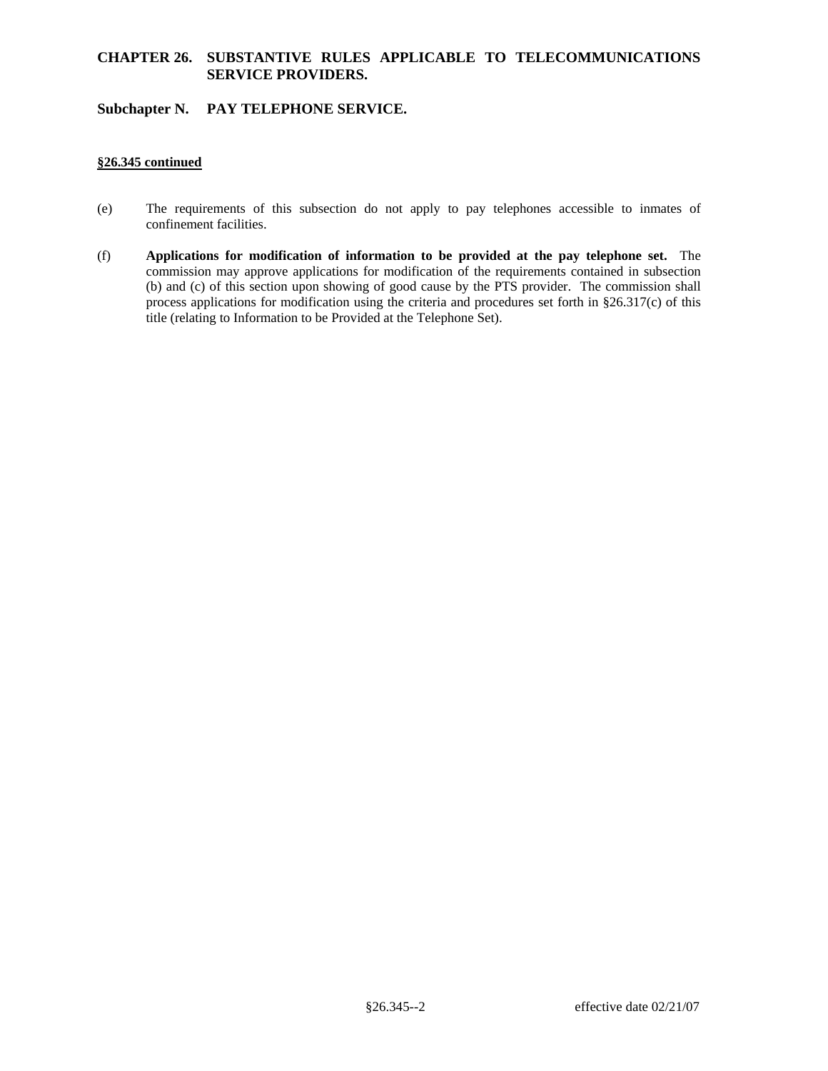**§26.345 continued**

(e) The requirements of this subsection do not apply to pay telephones accessible to inmates of confinement facilities.

(f) **Applications for modification of information to be provided at the pay telephone set.** The commission may approve applications for modification of the requirements contained in subsection (b) and (c) of this section upon showing of good cause by the PTS provider. The commission shall process applications for modification using the criteria and procedures set forth in §26.317(c) of this title (relating to Information to be Provided at the Telephone Set).